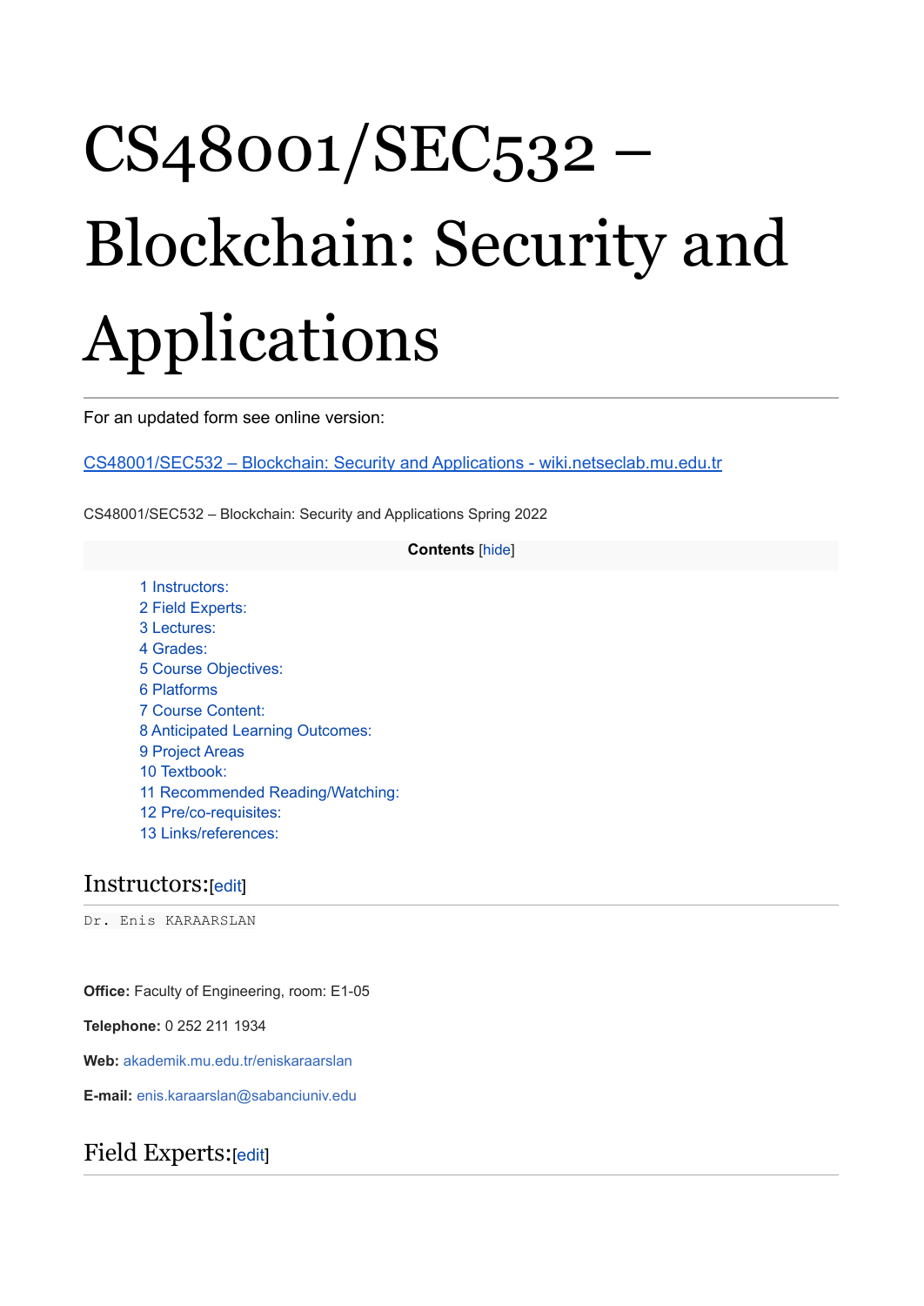# CS48001/SEC532 – Blockchain: Security and Applications

For an updated form see online version:

[CS48001/SEC532 – Blockchain: Security and Applications - wiki.netseclab.mu.edu.tr](wiki.netseclab.mu.edu.tr)

CS48001/SEC532 – Blockchain: Security and Applications Spring 2022

**Contents** [hide]

- 1 Instructors:
- 2 Field Experts:
- 3 Lectures:
- 4 Grades:
- 5 Course Objectives:
- 6 Platforms
- 7 Course Content:
- 8 Anticipated Learning Outcomes:
- 9 Project Areas
- 10 Textbook:
- 11 Recommended Reading/Watching:
- 12 Pre/co-requisites:
- 13 Links/references:

## Instructors:[edit]

```
Dr. Enis KARAARSLAN
```

**Office:** Faculty of Engineering, room: E1-05

**Telephone:** 0 252 211 1934

**Web:** akademik.mu.edu.tr/eniskaraarslan

**E-mail:** enis.karaarslan@sabanciuniv.edu

## Field Experts:[edit]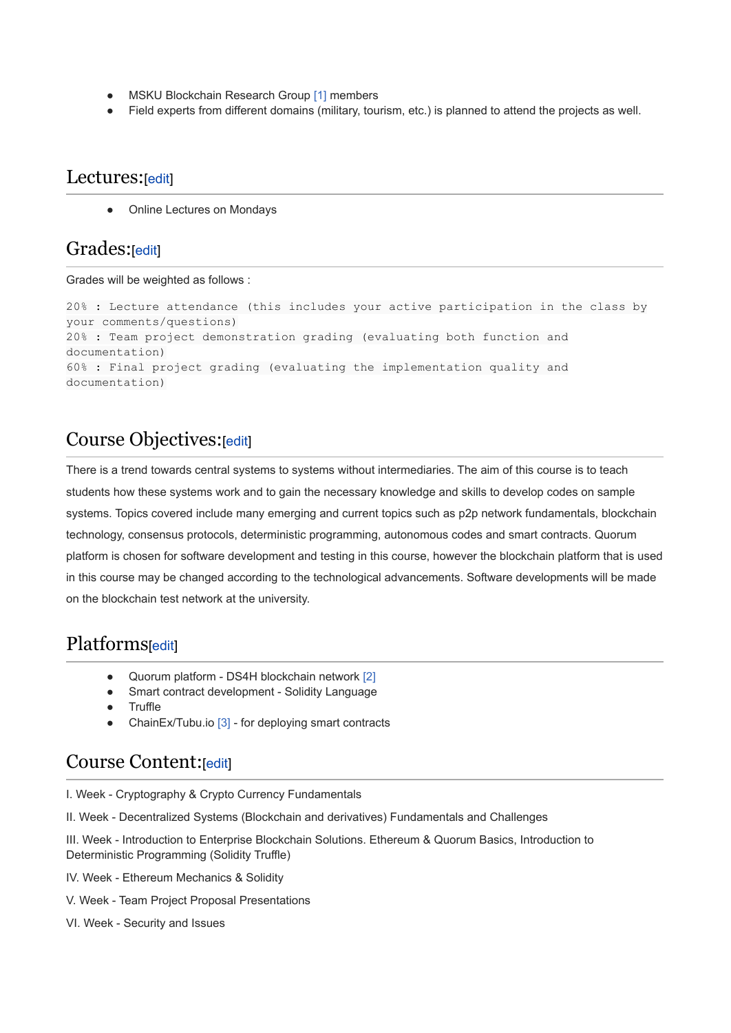- MSKU Blockchain Research Group [1] members
- Field experts from different domains (military, tourism, etc.) is planned to attend the projects as well.

## Lectures:[edit]

- Online Lectures on Mondays

## Grades:[edit]

Grades will be weighted as follows :

```
20% : Lecture attendance (this includes your active participation in the class by your comments/questions)
20% : Team project demonstration grading (evaluating both function and documentation)
60% : Final project grading (evaluating the implementation quality and documentation)
```

## Course Objectives:[edit]

There is a trend towards central systems to systems without intermediaries. The aim of this course is to teach students how these systems work and to gain the necessary knowledge and skills to develop codes on sample systems. Topics covered include many emerging and current topics such as p2p network fundamentals, blockchain technology, consensus protocols, deterministic programming, autonomous codes and smart contracts. Quorum platform is chosen for software development and testing in this course, however the blockchain platform that is used in this course may be changed according to the technological advancements. Software developments will be made on the blockchain test network at the university.

## Platforms[edit]

- Quorum platform - DS4H blockchain network [2]
- Smart contract development - Solidity Language
- Truffle
- ChainEx/Tubu.io [3] - for deploying smart contracts

## Course Content:[edit]

I. Week - Cryptography & Crypto Currency Fundamentals

II. Week - Decentralized Systems (Blockchain and derivatives) Fundamentals and Challenges

III. Week - Introduction to Enterprise Blockchain Solutions. Ethereum & Quorum Basics, Introduction to Deterministic Programming (Solidity Truffle)

IV. Week - Ethereum Mechanics & Solidity

V. Week - Team Project Proposal Presentations

VI. Week - Security and Issues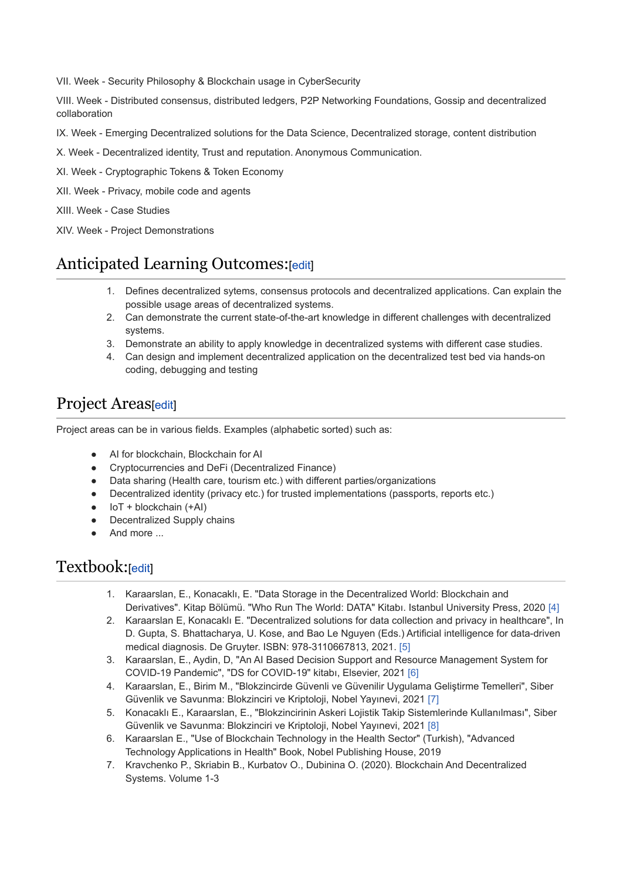VII. Week - Security Philosophy & Blockchain usage in CyberSecurity

VIII. Week - Distributed consensus, distributed ledgers, P2P Networking Foundations, Gossip and decentralized collaboration

IX. Week - Emerging Decentralized solutions for the Data Science, Decentralized storage, content distribution

X. Week - Decentralized identity, Trust and reputation. Anonymous Communication.

XI. Week - Cryptographic Tokens & Token Economy

XII. Week - Privacy, mobile code and agents

XIII. Week - Case Studies

XIV. Week - Project Demonstrations

## Anticipated Learning Outcomes:[edit]

1. Defines decentralized sytems, consensus protocols and decentralized applications. Can explain the possible usage areas of decentralized systems.
2. Can demonstrate the current state-of-the-art knowledge in different challenges with decentralized systems.
3. Demonstrate an ability to apply knowledge in decentralized systems with different case studies.
4. Can design and implement decentralized application on the decentralized test bed via hands-on coding, debugging and testing

## Project Areas[edit]

Project areas can be in various fields. Examples (alphabetic sorted) such as:

- AI for blockchain, Blockchain for AI
- Cryptocurrencies and DeFi (Decentralized Finance)
- Data sharing (Health care, tourism etc.) with different parties/organizations
- Decentralized identity (privacy etc.) for trusted implementations (passports, reports etc.)
- IoT + blockchain (+AI)
- Decentralized Supply chains
- And more ...

## Textbook:[edit]

1. Karaarslan, E., Konacaklı, E. "Data Storage in the Decentralized World: Blockchain and Derivatives". Kitap Bölümü. "Who Run The World: DATA" Kitabı. Istanbul University Press, 2020 [4]
2. Karaarslan E, Konacaklı E. "Decentralized solutions for data collection and privacy in healthcare", In D. Gupta, S. Bhattacharya, U. Kose, and Bao Le Nguyen (Eds.) Artificial intelligence for data-driven medical diagnosis. De Gruyter. ISBN: 978-3110667813, 2021. [5]
3. Karaarslan, E., Aydin, D, "An AI Based Decision Support and Resource Management System for COVID-19 Pandemic", "DS for COVID-19" kitabı, Elsevier, 2021 [6]
4. Karaarslan, E., Birim M., "Blokzincirde Güvenli ve Güvenilir Uygulama Geliştirme Temelleri", Siber Güvenlik ve Savunma: Blokzinciri ve Kriptoloji, Nobel Yayınevi, 2021 [7]
5. Konacaklı E., Karaarslan, E., "Blokzincirinin Askeri Lojistik Takip Sistemlerinde Kullanılması", Siber Güvenlik ve Savunma: Blokzinciri ve Kriptoloji, Nobel Yayınevi, 2021 [8]
6. Karaarslan E., "Use of Blockchain Technology in the Health Sector" (Turkish), "Advanced Technology Applications in Health" Book, Nobel Publishing House, 2019
7. Kravchenko P., Skriabin B., Kurbatov O., Dubinina O. (2020). Blockchain And Decentralized Systems. Volume 1-3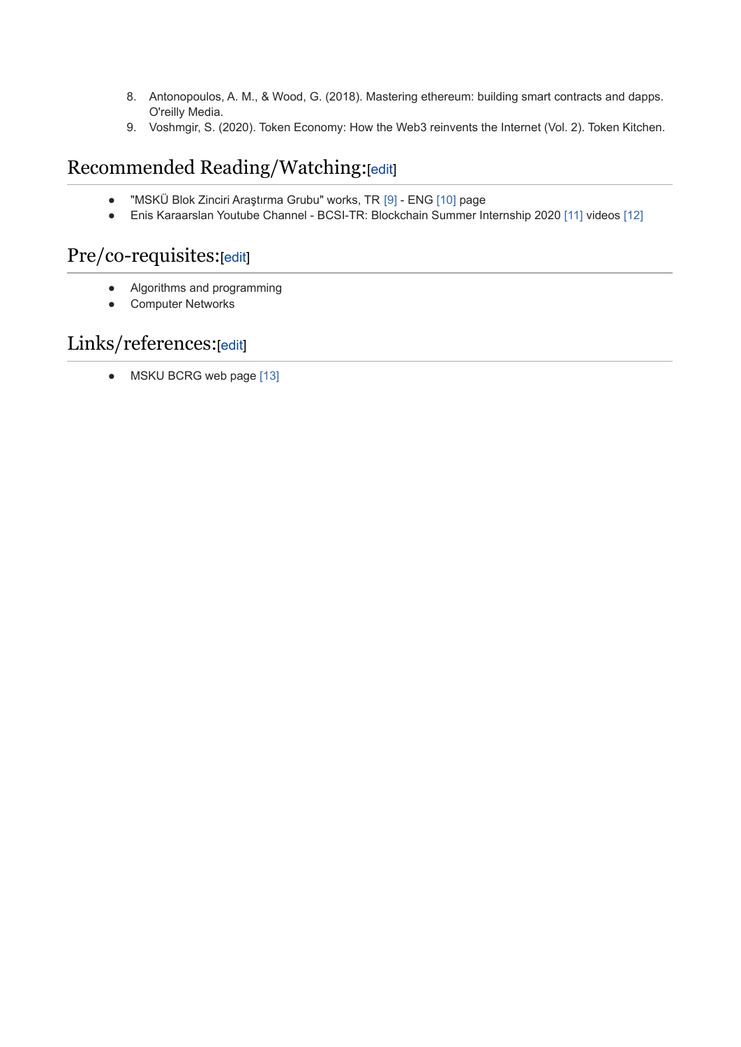8. Antonopoulos, A. M., & Wood, G. (2018). Mastering ethereum: building smart contracts and dapps. O'reilly Media.
9. Voshmgir, S. (2020). Token Economy: How the Web3 reinvents the Internet (Vol. 2). Token Kitchen.

## Recommended Reading/Watching:[edit]

- "MSKÜ Blok Zinciri Araştırma Grubu" works, TR [9] - ENG [10] page
- Enis Karaarslan Youtube Channel - BCSI-TR: Blockchain Summer Internship 2020 [11] videos [12]

## Pre/co-requisites:[edit]

- Algorithms and programming
- Computer Networks

## Links/references:[edit]

- MSKU BCRG web page [13]